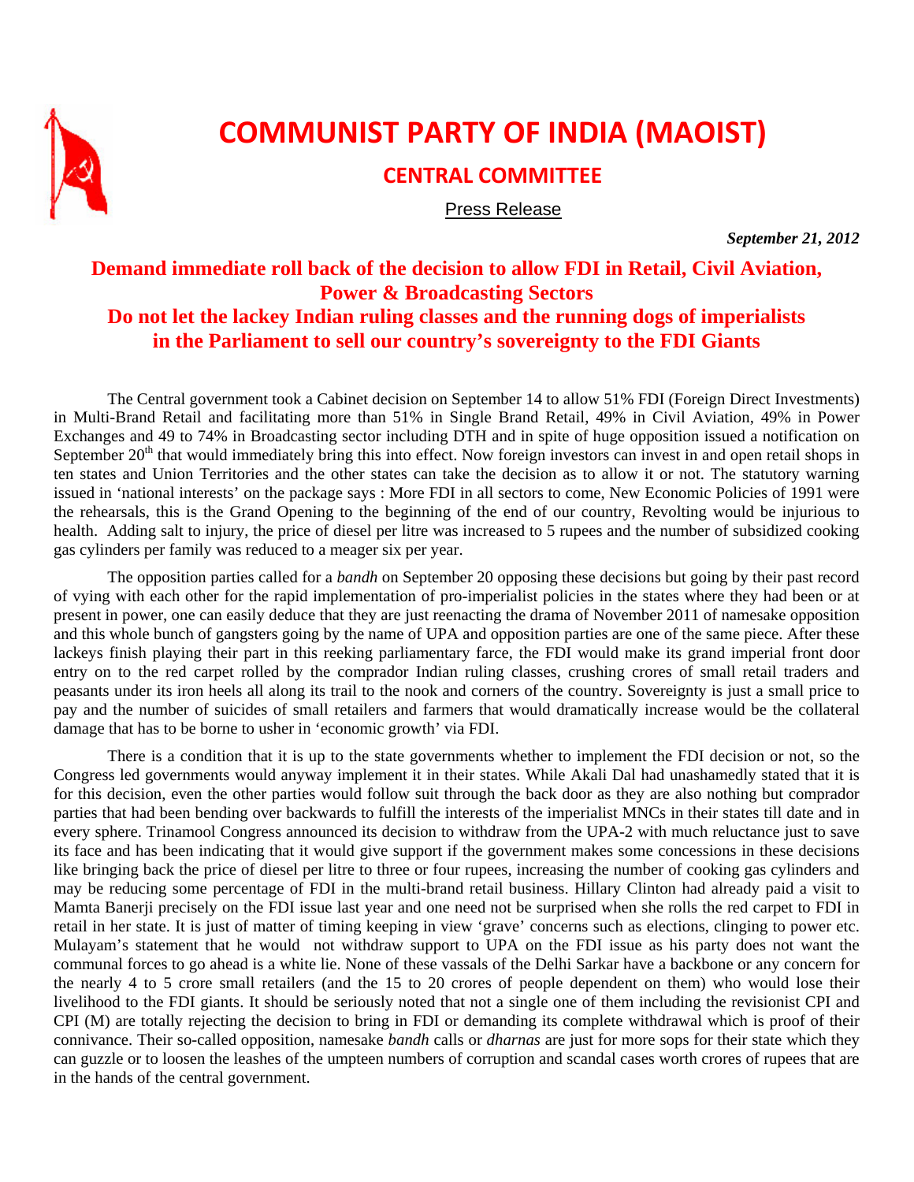# COMMUNIST PARTY OF INDIA (MAOIST)

## CENTRAL COMMITTEE

Press Release

***September 21, 2012***

## Demand immediate roll back of the decision to allow FDI in Retail, Civil Aviation, Power & Broadcasting Sectors

## Do not let the lackey Indian ruling classes and the running dogs of imperialists in the Parliament to sell our country's sovereignty to the FDI Giants

The Central government took a Cabinet decision on September 14 to allow 51% FDI (Foreign Direct Investments) in Multi-Brand Retail and facilitating more than 51% in Single Brand Retail, 49% in Civil Aviation, 49% in Power Exchanges and 49 to 74% in Broadcasting sector including DTH and in spite of huge opposition issued a notification on September 20th that would immediately bring this into effect. Now foreign investors can invest in and open retail shops in ten states and Union Territories and the other states can take the decision as to allow it or not. The statutory warning issued in 'national interests' on the package says : More FDI in all sectors to come, New Economic Policies of 1991 were the rehearsals, this is the Grand Opening to the beginning of the end of our country, Revolting would be injurious to health. Adding salt to injury, the price of diesel per litre was increased to 5 rupees and the number of subsidized cooking gas cylinders per family was reduced to a meager six per year.

The opposition parties called for a *bandh* on September 20 opposing these decisions but going by their past record of vying with each other for the rapid implementation of pro-imperialist policies in the states where they had been or at present in power, one can easily deduce that they are just reenacting the drama of November 2011 of namesake opposition and this whole bunch of gangsters going by the name of UPA and opposition parties are one of the same piece. After these lackeys finish playing their part in this reeking parliamentary farce, the FDI would make its grand imperial front door entry on to the red carpet rolled by the comprador Indian ruling classes, crushing crores of small retail traders and peasants under its iron heels all along its trail to the nook and corners of the country. Sovereignty is just a small price to pay and the number of suicides of small retailers and farmers that would dramatically increase would be the collateral damage that has to be borne to usher in 'economic growth' via FDI.

There is a condition that it is up to the state governments whether to implement the FDI decision or not, so the Congress led governments would anyway implement it in their states. While Akali Dal had unashamedly stated that it is for this decision, even the other parties would follow suit through the back door as they are also nothing but comprador parties that had been bending over backwards to fulfill the interests of the imperialist MNCs in their states till date and in every sphere. Trinamool Congress announced its decision to withdraw from the UPA-2 with much reluctance just to save its face and has been indicating that it would give support if the government makes some concessions in these decisions like bringing back the price of diesel per litre to three or four rupees, increasing the number of cooking gas cylinders and may be reducing some percentage of FDI in the multi-brand retail business. Hillary Clinton had already paid a visit to Mamta Banerji precisely on the FDI issue last year and one need not be surprised when she rolls the red carpet to FDI in retail in her state. It is just of matter of timing keeping in view 'grave' concerns such as elections, clinging to power etc. Mulayam's statement that he would not withdraw support to UPA on the FDI issue as his party does not want the communal forces to go ahead is a white lie. None of these vassals of the Delhi Sarkar have a backbone or any concern for the nearly 4 to 5 crore small retailers (and the 15 to 20 crores of people dependent on them) who would lose their livelihood to the FDI giants. It should be seriously noted that not a single one of them including the revisionist CPI and CPI (M) are totally rejecting the decision to bring in FDI or demanding its complete withdrawal which is proof of their connivance. Their so-called opposition, namesake *bandh* calls or *dharnas* are just for more sops for their state which they can guzzle or to loosen the leashes of the umpteen numbers of corruption and scandal cases worth crores of rupees that are in the hands of the central government.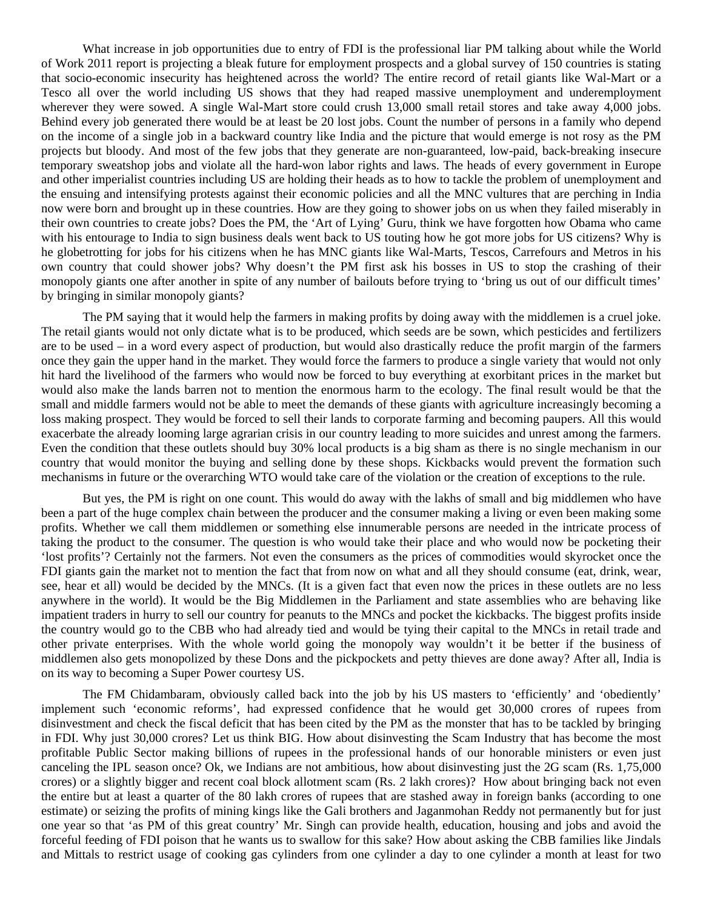What increase in job opportunities due to entry of FDI is the professional liar PM talking about while the World of Work 2011 report is projecting a bleak future for employment prospects and a global survey of 150 countries is stating that socio-economic insecurity has heightened across the world? The entire record of retail giants like Wal-Mart or a Tesco all over the world including US shows that they had reaped massive unemployment and underemployment wherever they were sowed. A single Wal-Mart store could crush 13,000 small retail stores and take away 4,000 jobs. Behind every job generated there would be at least be 20 lost jobs. Count the number of persons in a family who depend on the income of a single job in a backward country like India and the picture that would emerge is not rosy as the PM projects but bloody. And most of the few jobs that they generate are non-guaranteed, low-paid, back-breaking insecure temporary sweatshop jobs and violate all the hard-won labor rights and laws. The heads of every government in Europe and other imperialist countries including US are holding their heads as to how to tackle the problem of unemployment and the ensuing and intensifying protests against their economic policies and all the MNC vultures that are perching in India now were born and brought up in these countries. How are they going to shower jobs on us when they failed miserably in their own countries to create jobs? Does the PM, the 'Art of Lying' Guru, think we have forgotten how Obama who came with his entourage to India to sign business deals went back to US touting how he got more jobs for US citizens? Why is he globetrotting for jobs for his citizens when he has MNC giants like Wal-Marts, Tescos, Carrefours and Metros in his own country that could shower jobs? Why doesn't the PM first ask his bosses in US to stop the crashing of their monopoly giants one after another in spite of any number of bailouts before trying to 'bring us out of our difficult times' by bringing in similar monopoly giants?

The PM saying that it would help the farmers in making profits by doing away with the middlemen is a cruel joke. The retail giants would not only dictate what is to be produced, which seeds are be sown, which pesticides and fertilizers are to be used – in a word every aspect of production, but would also drastically reduce the profit margin of the farmers once they gain the upper hand in the market. They would force the farmers to produce a single variety that would not only hit hard the livelihood of the farmers who would now be forced to buy everything at exorbitant prices in the market but would also make the lands barren not to mention the enormous harm to the ecology. The final result would be that the small and middle farmers would not be able to meet the demands of these giants with agriculture increasingly becoming a loss making prospect. They would be forced to sell their lands to corporate farming and becoming paupers. All this would exacerbate the already looming large agrarian crisis in our country leading to more suicides and unrest among the farmers. Even the condition that these outlets should buy 30% local products is a big sham as there is no single mechanism in our country that would monitor the buying and selling done by these shops. Kickbacks would prevent the formation such mechanisms in future or the overarching WTO would take care of the violation or the creation of exceptions to the rule.

But yes, the PM is right on one count. This would do away with the lakhs of small and big middlemen who have been a part of the huge complex chain between the producer and the consumer making a living or even been making some profits. Whether we call them middlemen or something else innumerable persons are needed in the intricate process of taking the product to the consumer. The question is who would take their place and who would now be pocketing their 'lost profits'? Certainly not the farmers. Not even the consumers as the prices of commodities would skyrocket once the FDI giants gain the market not to mention the fact that from now on what and all they should consume (eat, drink, wear, see, hear et all) would be decided by the MNCs. (It is a given fact that even now the prices in these outlets are no less anywhere in the world). It would be the Big Middlemen in the Parliament and state assemblies who are behaving like impatient traders in hurry to sell our country for peanuts to the MNCs and pocket the kickbacks. The biggest profits inside the country would go to the CBB who had already tied and would be tying their capital to the MNCs in retail trade and other private enterprises. With the whole world going the monopoly way wouldn't it be better if the business of middlemen also gets monopolized by these Dons and the pickpockets and petty thieves are done away? After all, India is on its way to becoming a Super Power courtesy US.

The FM Chidambaram, obviously called back into the job by his US masters to 'efficiently' and 'obediently' implement such 'economic reforms', had expressed confidence that he would get 30,000 crores of rupees from disinvestment and check the fiscal deficit that has been cited by the PM as the monster that has to be tackled by bringing in FDI. Why just 30,000 crores? Let us think BIG. How about disinvesting the Scam Industry that has become the most profitable Public Sector making billions of rupees in the professional hands of our honorable ministers or even just canceling the IPL season once? Ok, we Indians are not ambitious, how about disinvesting just the 2G scam (Rs. 1,75,000 crores) or a slightly bigger and recent coal block allotment scam (Rs. 2 lakh crores)? How about bringing back not even the entire but at least a quarter of the 80 lakh crores of rupees that are stashed away in foreign banks (according to one estimate) or seizing the profits of mining kings like the Gali brothers and Jaganmohan Reddy not permanently but for just one year so that 'as PM of this great country' Mr. Singh can provide health, education, housing and jobs and avoid the forceful feeding of FDI poison that he wants us to swallow for this sake? How about asking the CBB families like Jindals and Mittals to restrict usage of cooking gas cylinders from one cylinder a day to one cylinder a month at least for two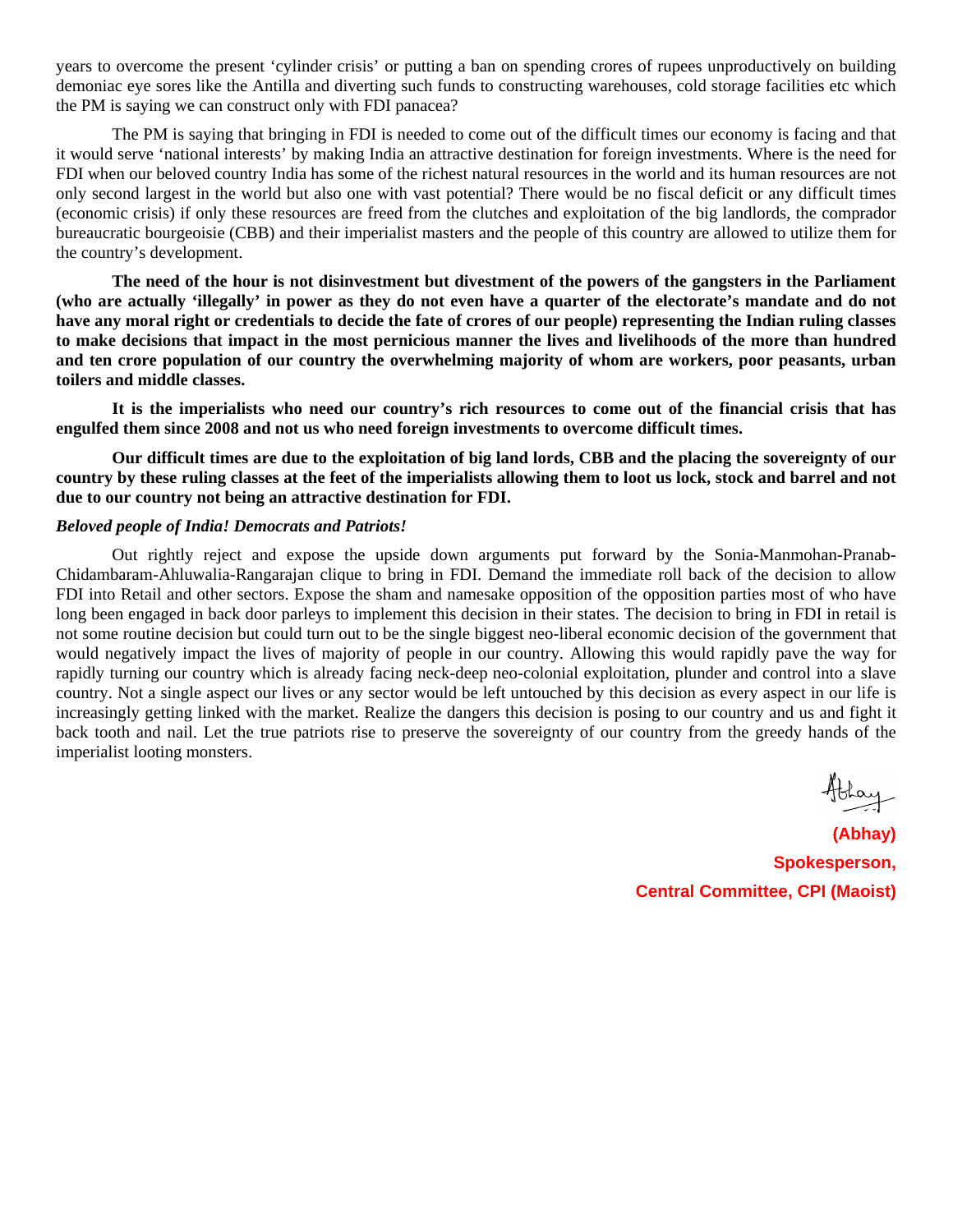years to overcome the present 'cylinder crisis' or putting a ban on spending crores of rupees unproductively on building demoniac eye sores like the Antilla and diverting such funds to constructing warehouses, cold storage facilities etc which the PM is saying we can construct only with FDI panacea?

The PM is saying that bringing in FDI is needed to come out of the difficult times our economy is facing and that it would serve 'national interests' by making India an attractive destination for foreign investments. Where is the need for FDI when our beloved country India has some of the richest natural resources in the world and its human resources are not only second largest in the world but also one with vast potential? There would be no fiscal deficit or any difficult times (economic crisis) if only these resources are freed from the clutches and exploitation of the big landlords, the comprador bureaucratic bourgeoisie (CBB) and their imperialist masters and the people of this country are allowed to utilize them for the country's development.

**The need of the hour is not disinvestment but divestment of the powers of the gangsters in the Parliament (who are actually 'illegally' in power as they do not even have a quarter of the electorate's mandate and do not have any moral right or credentials to decide the fate of crores of our people) representing the Indian ruling classes to make decisions that impact in the most pernicious manner the lives and livelihoods of the more than hundred and ten crore population of our country the overwhelming majority of whom are workers, poor peasants, urban toilers and middle classes.**

**It is the imperialists who need our country's rich resources to come out of the financial crisis that has engulfed them since 2008 and not us who need foreign investments to overcome difficult times.**

**Our difficult times are due to the exploitation of big land lords, CBB and the placing the sovereignty of our country by these ruling classes at the feet of the imperialists allowing them to loot us lock, stock and barrel and not due to our country not being an attractive destination for FDI.**

***Beloved people of India! Democrats and Patriots!***

Out rightly reject and expose the upside down arguments put forward by the Sonia-Manmohan-Pranab-Chidambaram-Ahluwalia-Rangarajan clique to bring in FDI. Demand the immediate roll back of the decision to allow FDI into Retail and other sectors. Expose the sham and namesake opposition of the opposition parties most of who have long been engaged in back door parleys to implement this decision in their states. The decision to bring in FDI in retail is not some routine decision but could turn out to be the single biggest neo-liberal economic decision of the government that would negatively impact the lives of majority of people in our country. Allowing this would rapidly pave the way for rapidly turning our country which is already facing neck-deep neo-colonial exploitation, plunder and control into a slave country. Not a single aspect our lives or any sector would be left untouched by this decision as every aspect in our life is increasingly getting linked with the market. Realize the dangers this decision is posing to our country and us and fight it back tooth and nail. Let the true patriots rise to preserve the sovereignty of our country from the greedy hands of the imperialist looting monsters.

Abhay

**(Abhay)**

**Spokesperson,**

**Central Committee, CPI (Maoist)**